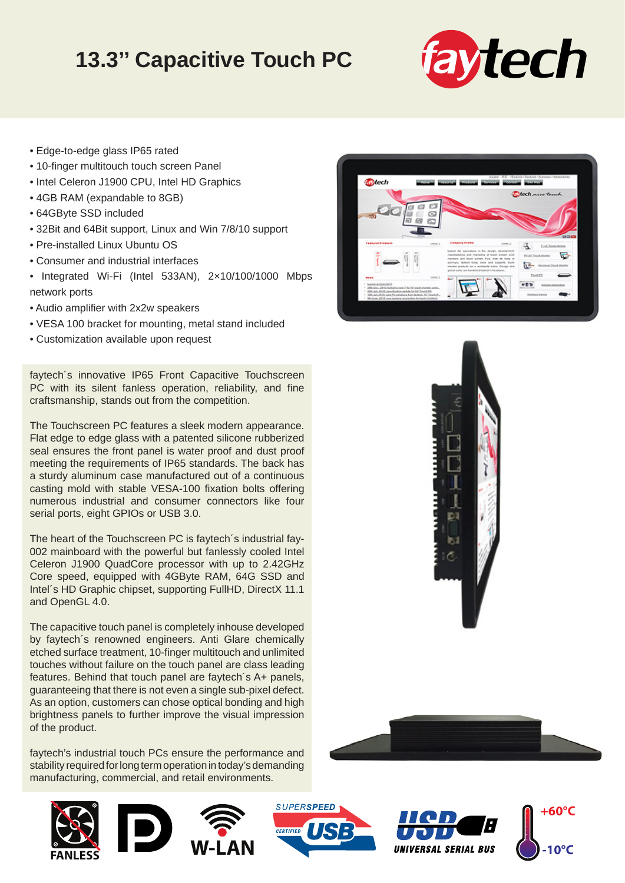# 13.3" Capacitive Touch PC

faytech

- Edge-to-edge glass IP65 rated
- 10-finger multitouch touch screen Panel
- Intel Celeron J1900 CPU, Intel HD Graphics
- 4GB RAM (expandable to 8GB)
- 64GByte SSD included
- 32Bit and 64Bit support, Linux and Win 7/8/10 support
- Pre-installed Linux Ubuntu OS
- Consumer and industrial interfaces
- Integrated Wi-Fi (Intel 533AN), 2×10/100/1000 Mbps network ports
- Audio amplifier with 2x2w speakers
- VESA 100 bracket for mounting, metal stand included
- Customization available upon request

faytech´s innovative IP65 Front Capacitive Touchscreen PC with its silent fanless operation, reliability, and fine craftsmanship, stands out from the competition.

The Touchscreen PC features a sleek modern appearance. Flat edge to edge glass with a patented silicone rubberized seal ensures the front panel is water proof and dust proof meeting the requirements of IP65 standards. The back has a sturdy aluminum case manufactured out of a continuous casting mold with stable VESA-100 fixation bolts offering numerous industrial and consumer connectors like four serial ports, eight GPIOs or USB 3.0.

The heart of the Touchscreen PC is faytech´s industrial fay-002 mainboard with the powerful but fanlessly cooled Intel Celeron J1900 QuadCore processor with up to 2.42GHz Core speed, equipped with 4GByte RAM, 64G SSD and Intel´s HD Graphic chipset, supporting FullHD, DirectX 11.1 and OpenGL 4.0.

The capacitive touch panel is completely inhouse developed by faytech´s renowned engineers. Anti Glare chemically etched surface treatment, 10-finger multitouch and unlimited touches without failure on the touch panel are class leading features. Behind that touch panel are faytech´s A+ panels, guaranteeing that there is not even a single sub-pixel defect. As an option, customers can chose optical bonding and high brightness panels to further improve the visual impression of the product.

faytech's industrial touch PCs ensure the performance and stability required for long term operation in today's demanding manufacturing, commercial, and retail environments.

FANLESS

W-LAN

SUPERSPEED USB CERTIFIED

USB UNIVERSAL SERIAL BUS

+60°C

-10°C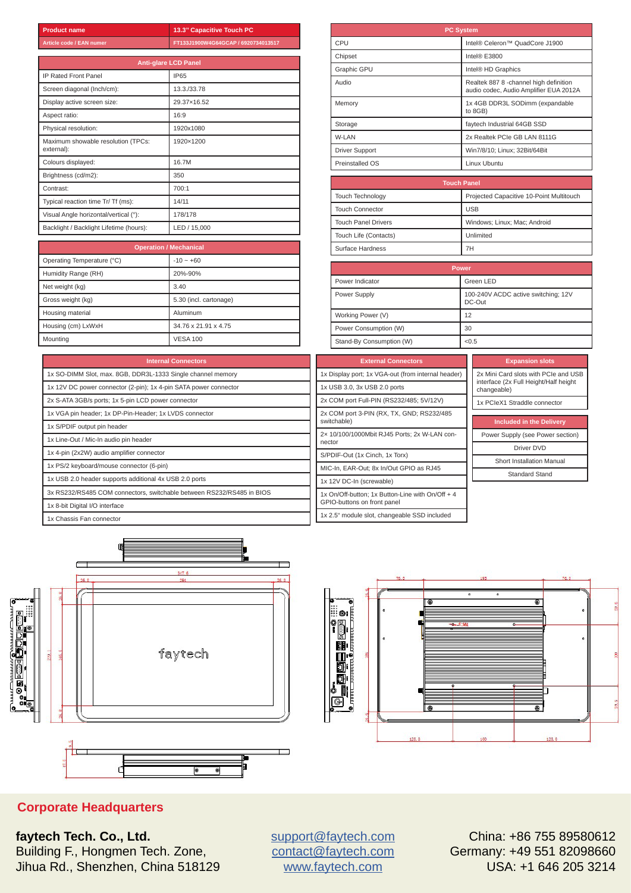| Product name | 13.3" Capacitive Touch PC |
|---|---|
| Article code / EAN numer | FT133J1900W4G64GCAP / 6920734013517 |

| Anti-glare LCD Panel | |
|---|---|
| IP Rated Front Panel | IP65 |
| Screen diagonal (Inch/cm): | 13.3./33.78 |
| Display active screen size: | 29.37×16.52 |
| Aspect ratio: | 16:9 |
| Physical resolution: | 1920x1080 |
| Maximum showable resolution (TPCs: external): | 1920×1200 |
| Colours displayed: | 16.7M |
| Brightness (cd/m2): | 350 |
| Contrast: | 700:1 |
| Typical reaction time Tr/ Tf (ms): | 14/11 |
| Visual Angle horizontal/vertical (°): | 178/178 |
| Backlight / Backlight Lifetime (hours): | LED / 15,000 |

| Operation / Mechanical | |
|---|---|
| Operating Temperature (°C) | -10 ~ +60 |
| Humidity Range (RH) | 20%-90% |
| Net weight (kg) | 3.40 |
| Gross weight (kg) | 5.30 (incl. cartonage) |
| Housing material | Aluminum |
| Housing (cm) LxWxH | 34.76 x 21.91 x 4.75 |
| Mounting | VESA 100 |

| PC System | |
|---|---|
| CPU | Intel® Celeron™ QuadCore J1900 |
| Chipset | Intel® E3800 |
| Graphic GPU | Intel® HD Graphics |
| Audio | Realtek 887 8 -channel high definition audio codec, Audio Amplifier EUA 2012A |
| Memory | 1x 4GB DDR3L SODimm (expandable to 8GB) |
| Storage | faytech Industrial 64GB SSD |
| W-LAN | 2x Realtek PCIe GB LAN 8111G |
| Driver Support | Win7/8/10; Linux; 32Bit/64Bit |
| Preinstalled OS | Linux Ubuntu |

| Touch Panel | |
|---|---|
| Touch Technology | Projected Capacitive 10-Point Multitouch |
| Touch Connector | USB |
| Touch Panel Drivers | Windows; Linux; Mac; Android |
| Touch Life (Contacts) | Unlimited |
| Surface Hardness | 7H |

| Power | |
|---|---|
| Power Indicator | Green LED |
| Power Supply | 100-240V ACDC active switching; 12V DC-Out |
| Working Power (V) | 12 |
| Power Consumption (W) | 30 |
| Stand-By Consumption (W) | <0.5 |

| Internal Connectors |
|---|
| 1x SO-DIMM Slot, max. 8GB, DDR3L-1333 Single channel memory |
| 1x 12V DC power connector (2-pin); 1x 4-pin SATA power connector |
| 2x S-ATA 3GB/s ports; 1x 5-pin LCD power connector |
| 1x VGA pin header; 1x DP-Pin-Header; 1x LVDS connector |
| 1x S/PDIF output pin header |
| 1x Line-Out / Mic-In audio pin header |
| 1x 4-pin (2x2W) audio amplifier connector |
| 1x PS/2 keyboard/mouse connector (6-pin) |
| 1x USB 2.0 header supports additional 4x USB 2.0 ports |
| 3x RS232/RS485 COM connectors, switchable between RS232/RS485 in BIOS |
| 1x 8-bit Digital I/O interface |
| 1x Chassis Fan connector |

| External Connectors |
|---|
| 1x Display port; 1x VGA-out (from internal header) |
| 1x USB 3.0, 3x USB 2.0 ports |
| 2x COM port Full-PIN (RS232/485; 5V/12V) |
| 2x COM port 3-PIN (RX, TX, GND; RS232/485 switchable) |
| 2× 10/100/1000Mbit RJ45 Ports; 2x W-LAN connector |
| S/PDIF-Out (1x Cinch, 1x Torx) |
| MIC-In, EAR-Out; 8x In/Out GPIO as RJ45 |
| 1x 12V DC-In (screwable) |
| 1x On/Off-button; 1x Button-Line with On/Off + 4 GPIO-buttons on front panel |
| 1x 2.5" module slot, changeable SSD included |

| Expansion slots |
|---|
| 2x Mini Card slots with PCIe and USB interface (2x Full Height/Half height changeable) |
| 1x PCIeX1 Straddle connector |

| Included in the Delivery |
|---|
| Power Supply (see Power section) |
| Driver DVD |
| Short Installation Manual |
| Standard Stand |

347.6
26.8
294
26.8
26.8
219.1
165.5
26.8
faytech
9
47.5
75.3
195
75.3
16.6
186
16.6
59.6
100
59.6
123.8
100
123.8

## Corporate Headquarters

**faytech Tech. Co., Ltd.**
Building F., Hongmen Tech. Zone,
Jihua Rd., Shenzhen, China 518129

support@faytech.com
contact@faytech.com
www.faytech.com

China: +86 755 89580612
Germany: +49 551 82098660
USA: +1 646 205 3214